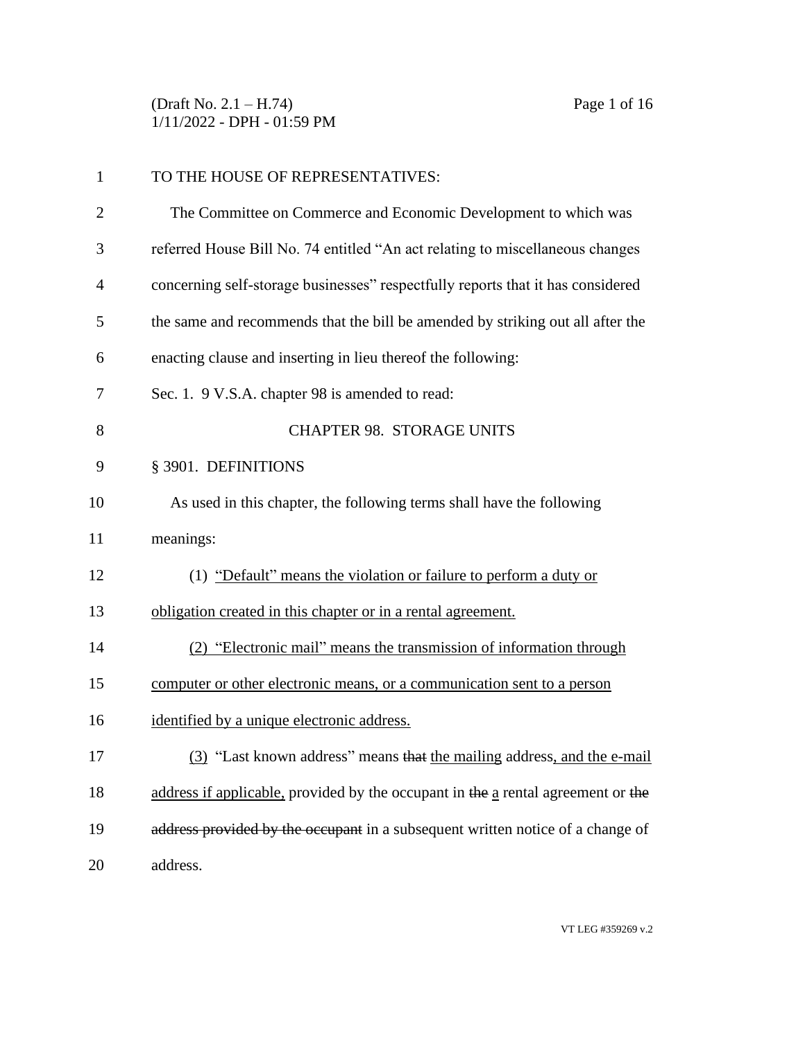TO THE HOUSE OF REPRESENTATIVES:

The Committee on Commerce and Economic Development to which was referred House Bill No. 74 entitled "An act relating to miscellaneous changes concerning self-storage businesses" respectfully reports that it has considered the same and recommends that the bill be amended by striking out all after the enacting clause and inserting in lieu thereof the following:

Sec. 1. 9 V.S.A. chapter 98 is amended to read:

CHAPTER 98. STORAGE UNITS

§ 3901. DEFINITIONS

As used in this chapter, the following terms shall have the following meanings:

(1) <u>"Default" means the violation or failure to perform a duty or obligation created in this chapter or in a rental agreement.</u>

<u>(2) "Electronic mail" means the transmission of information through computer or other electronic means, or a communication sent to a person identified by a unique electronic address.</u>

<u>(3)</u> "Last known address" means ~~that~~ <u>the mailing</u> address<u>, and the e-mail address if applicable,</u> provided by the occupant in ~~the~~ <u>a</u> rental agreement or ~~the address provided by the occupant~~ in a subsequent written notice of a change of address.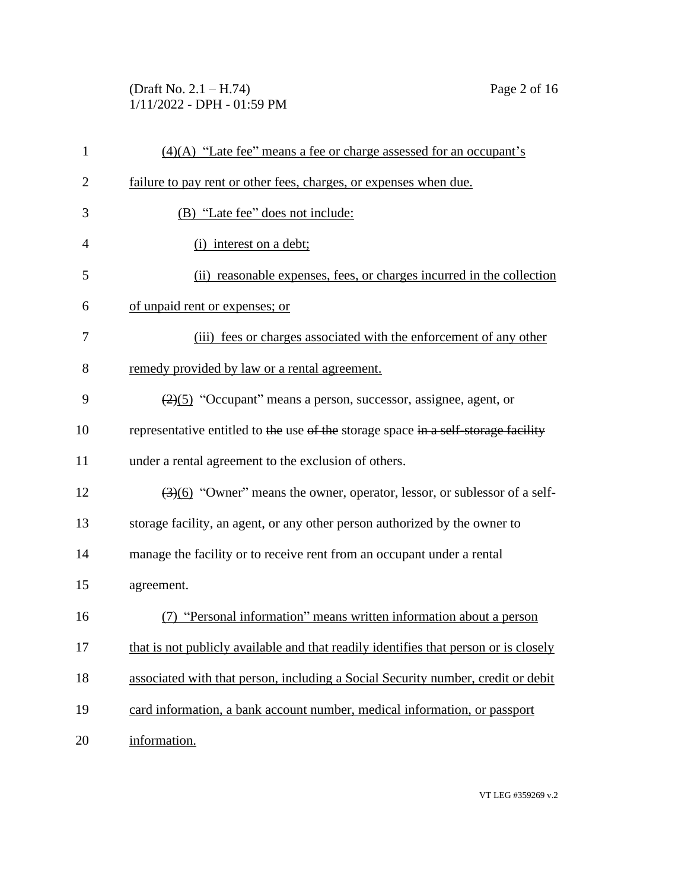(4)(A) "Late fee" means a fee or charge assessed for an occupant's failure to pay rent or other fees, charges, or expenses when due.

(B) "Late fee" does not include:

(i) interest on a debt;

(ii) reasonable expenses, fees, or charges incurred in the collection of unpaid rent or expenses; or

(iii) fees or charges associated with the enforcement of any other remedy provided by law or a rental agreement.

~~(2)~~(5) "Occupant" means a person, successor, assignee, agent, or representative entitled to ~~the~~ use ~~of the~~ storage space ~~in a self-storage facility~~ under a rental agreement to the exclusion of others.

~~(3)~~(6) "Owner" means the owner, operator, lessor, or sublessor of a self-storage facility, an agent, or any other person authorized by the owner to manage the facility or to receive rent from an occupant under a rental agreement.

(7) "Personal information" means written information about a person that is not publicly available and that readily identifies that person or is closely associated with that person, including a Social Security number, credit or debit card information, a bank account number, medical information, or passport information.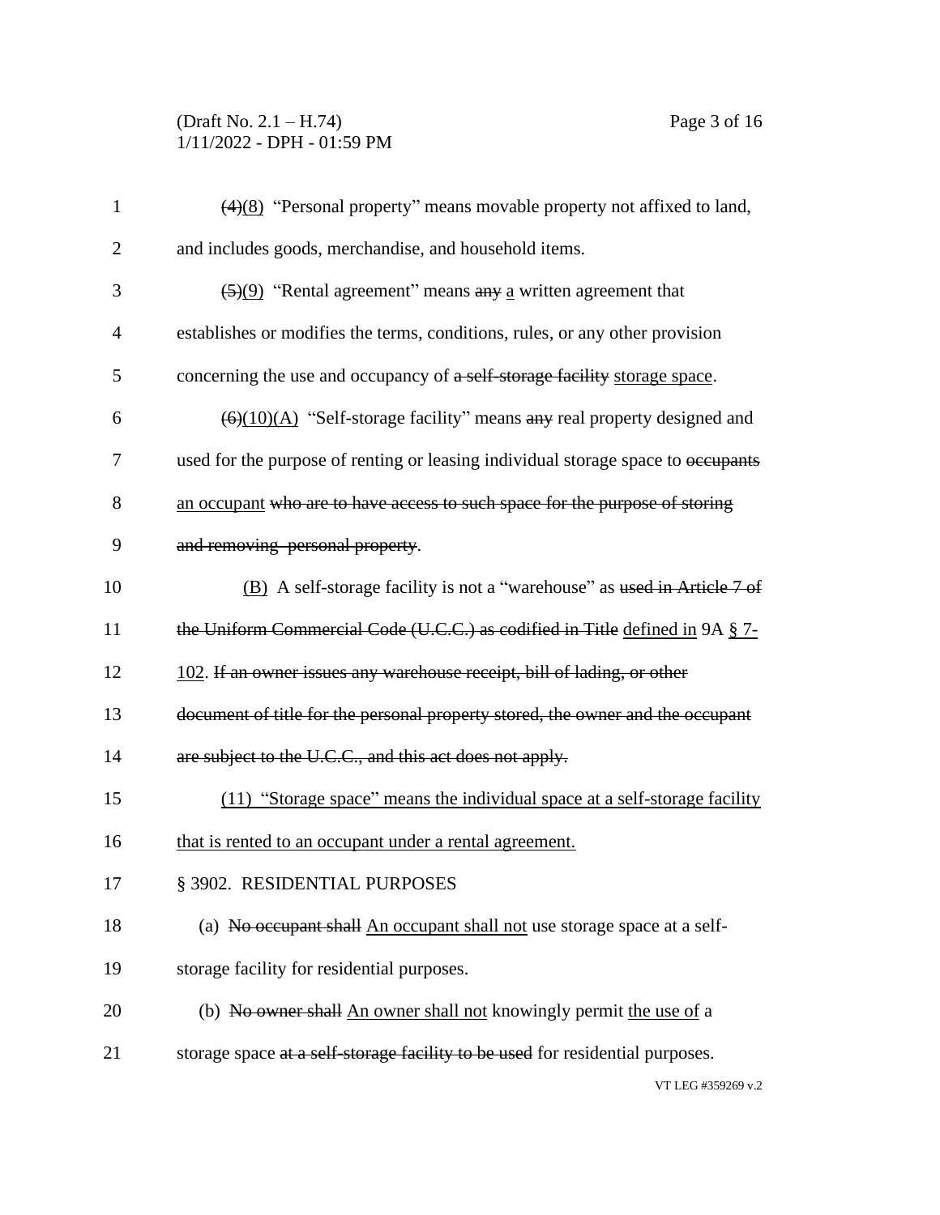~~(4)~~(8) "Personal property" means movable property not affixed to land, and includes goods, merchandise, and household items.

~~(5)~~(9) "Rental agreement" means ~~any~~ a written agreement that establishes or modifies the terms, conditions, rules, or any other provision concerning the use and occupancy of ~~a self-storage facility~~ storage space.

~~(6)~~(10)(A) "Self-storage facility" means ~~any~~ real property designed and used for the purpose of renting or leasing individual storage space to ~~occupants~~ an occupant ~~who are to have access to such space for the purpose of storing and removing personal property~~.

(B) A self-storage facility is not a "warehouse" as ~~used in Article 7 of the Uniform Commercial Code (U.C.C.) as codified in Title~~ defined in 9A § 7-102. ~~If an owner issues any warehouse receipt, bill of lading, or other document of title for the personal property stored, the owner and the occupant are subject to the U.C.C., and this act does not apply.~~

(11) "Storage space" means the individual space at a self-storage facility that is rented to an occupant under a rental agreement.

§ 3902. RESIDENTIAL PURPOSES

(a) ~~No occupant shall~~ An occupant shall not use storage space at a self-storage facility for residential purposes.

(b) ~~No owner shall~~ An owner shall not knowingly permit the use of a storage space ~~at a self-storage facility to be used~~ for residential purposes.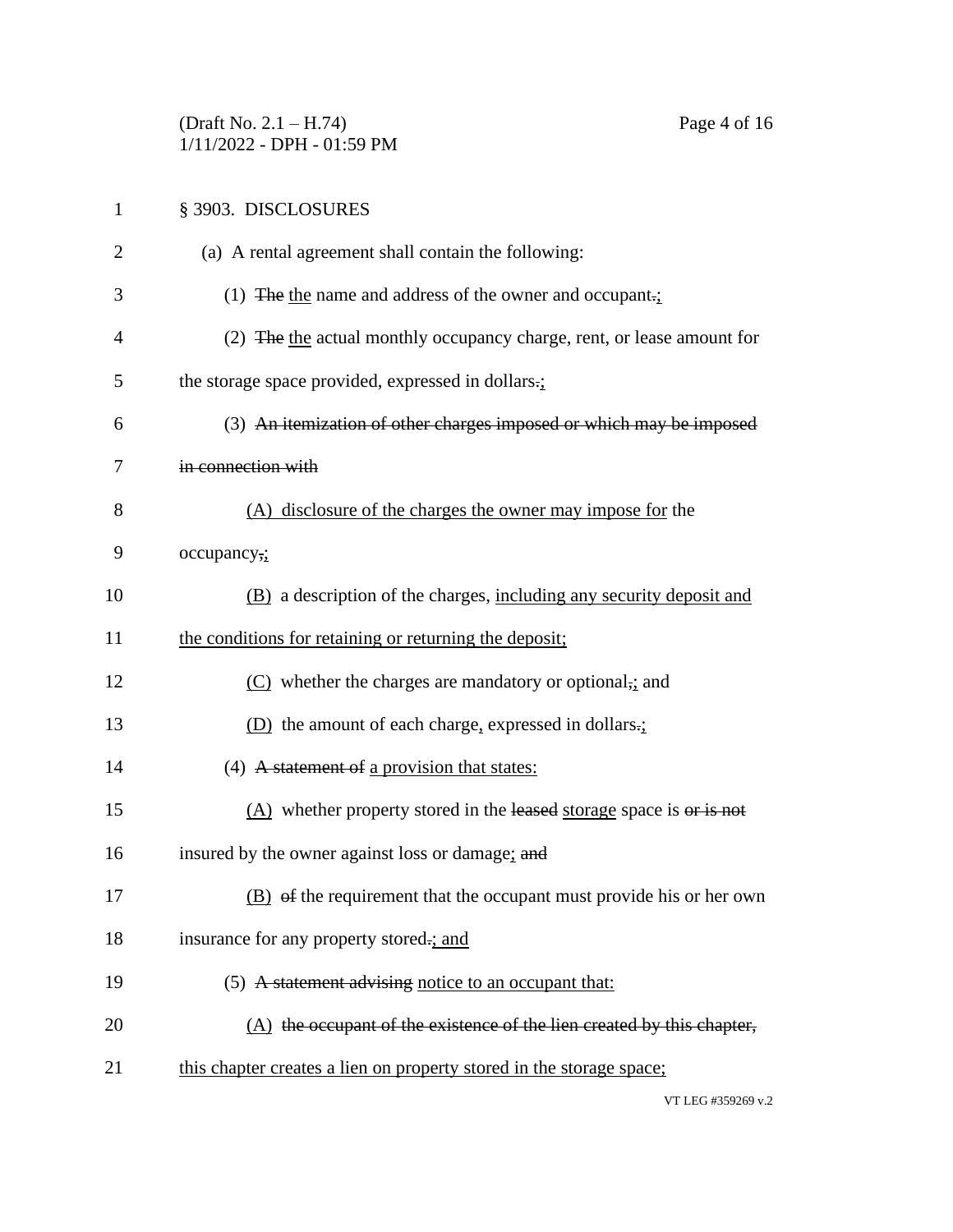§ 3903. DISCLOSURES

(a) A rental agreement shall contain the following:

(1) ~~The~~ <u>the</u> name and address of the owner and occupant~~.~~<u>;</u>

(2) ~~The~~ <u>the</u> actual monthly occupancy charge, rent, or lease amount for the storage space provided, expressed in dollars~~.~~<u>;</u>

(3) ~~An itemization of other charges imposed or which may be imposed in connection with~~

<u>(A) disclosure of the charges the owner may impose for</u> the occupancy~~,~~<u>;</u>

<u>(B)</u> a description of the charges, <u>including any security deposit and the conditions for retaining or returning the deposit;</u>

<u>(C)</u> whether the charges are mandatory or optional~~,~~<u>;</u> and

<u>(D)</u> the amount of each charge<u>,</u> expressed in dollars~~.~~<u>;</u>

(4) ~~A statement of~~ <u>a provision that states:</u>

<u>(A)</u> whether property stored in the ~~leased~~ <u>storage</u> space is ~~or is not~~ insured by the owner against loss or damage<u>;</u> ~~and~~

<u>(B)</u> ~~of~~ the requirement that the occupant must provide his or her own insurance for any property stored~~.~~<u>; and</u>

(5) ~~A statement advising~~ <u>notice to an occupant that:</u>

<u>(A)</u> ~~the occupant of the existence of the lien created by this chapter,~~ <u>this chapter creates a lien on property stored in the storage space;</u>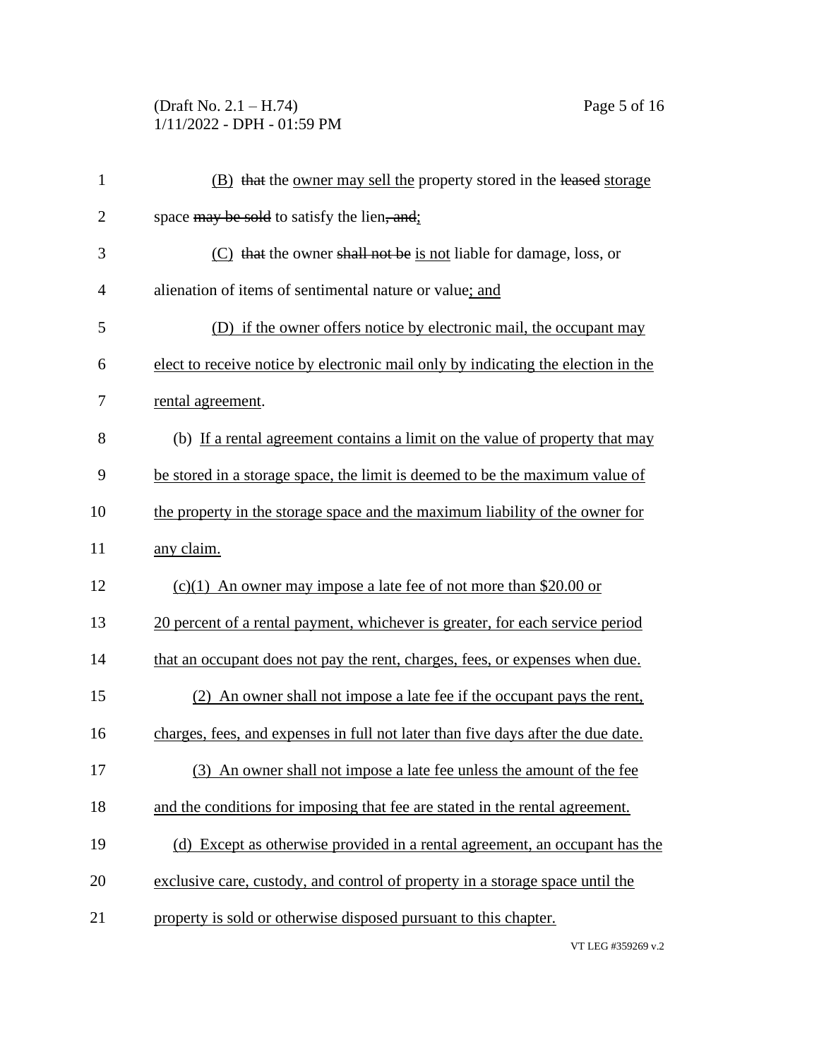(B) ~~that~~ the <u>owner may sell the</u> property stored in the ~~leased~~ <u>storage</u> space ~~may be sold~~ to satisfy the lien~~, and~~<u>;</u>

(C) ~~that~~ the owner ~~shall not be~~ <u>is not</u> liable for damage, loss, or alienation of items of sentimental nature or value<u>; and</u>

<u>(D) if the owner offers notice by electronic mail, the occupant may elect to receive notice by electronic mail only by indicating the election in the rental agreement</u>.

(b) <u>If a rental agreement contains a limit on the value of property that may be stored in a storage space, the limit is deemed to be the maximum value of the property in the storage space and the maximum liability of the owner for any claim.</u>

<u>(c)(1) An owner may impose a late fee of not more than \$20.00 or 20 percent of a rental payment, whichever is greater, for each service period that an occupant does not pay the rent, charges, fees, or expenses when due.</u>

<u>(2) An owner shall not impose a late fee if the occupant pays the rent, charges, fees, and expenses in full not later than five days after the due date.</u>

<u>(3) An owner shall not impose a late fee unless the amount of the fee and the conditions for imposing that fee are stated in the rental agreement.</u>

<u>(d) Except as otherwise provided in a rental agreement, an occupant has the exclusive care, custody, and control of property in a storage space until the property is sold or otherwise disposed pursuant to this chapter.</u>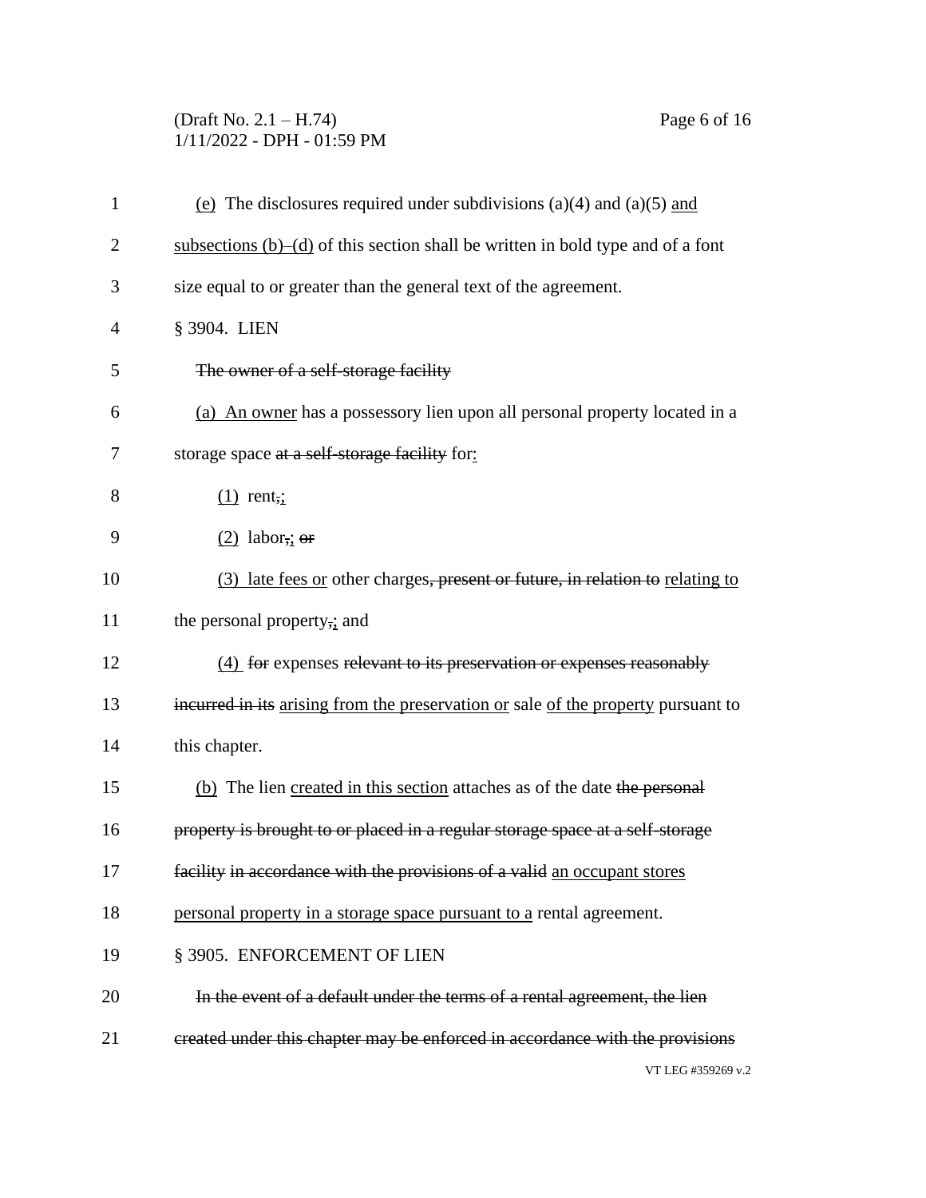(e) The disclosures required under subdivisions (a)(4) and (a)(5) and subsections (b)–(d) of this section shall be written in bold type and of a font size equal to or greater than the general text of the agreement.

§ 3904. LIEN

~~The owner of a self-storage facility~~

(a) An owner has a possessory lien upon all personal property located in a storage space ~~at a self-storage facility~~ for:

(1) rent~~,~~;

(2) labor~~,~~; ~~or~~

(3) late fees or other charges~~, present or future, in relation to~~ relating to the personal property~~,~~; and

(4) ~~for~~ expenses ~~relevant to its preservation or expenses reasonably incurred in its~~ arising from the preservation or sale of the property pursuant to this chapter.

(b) The lien created in this section attaches as of the date ~~the personal property is brought to or placed in a regular storage space at a self-storage facility in accordance with the provisions of a valid~~ an occupant stores personal property in a storage space pursuant to a rental agreement.

§ 3905. ENFORCEMENT OF LIEN

~~In the event of a default under the terms of a rental agreement, the lien created under this chapter may be enforced in accordance with the provisions~~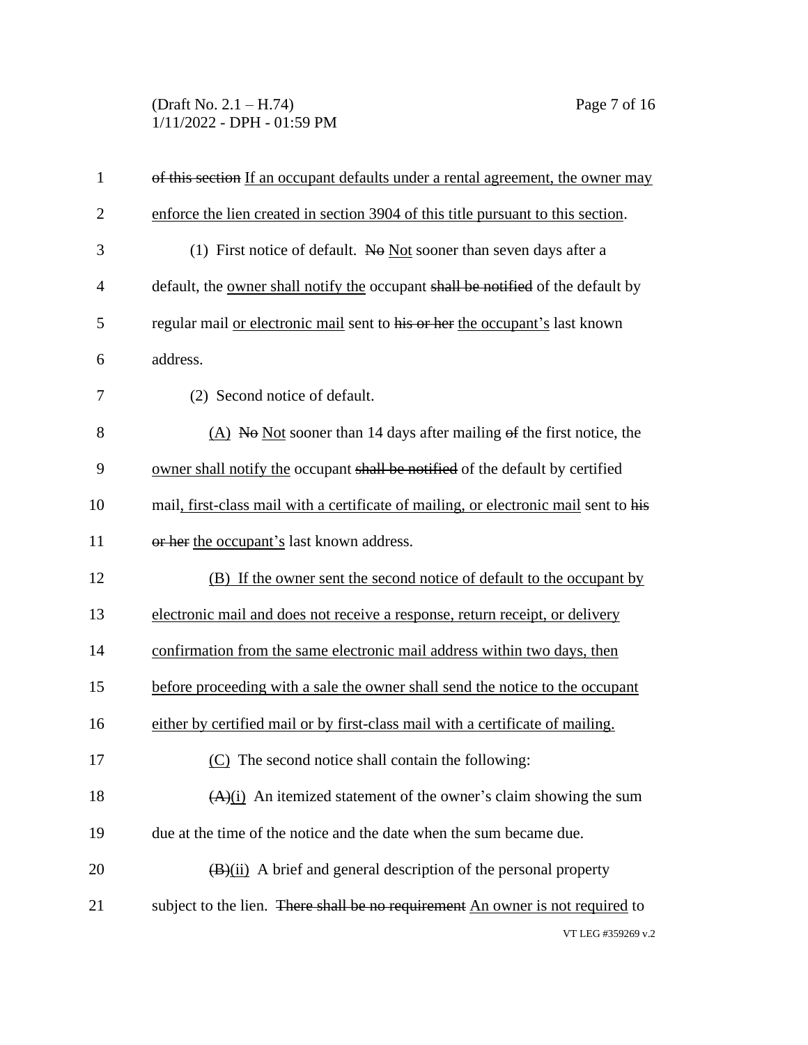~~of this section~~ If an occupant defaults under a rental agreement, the owner may enforce the lien created in section 3904 of this title pursuant to this section.

(1) First notice of default. ~~No~~ Not sooner than seven days after a default, the owner shall notify the occupant ~~shall be notified~~ of the default by regular mail or electronic mail sent to ~~his or her~~ the occupant's last known address.

(2) Second notice of default.

(A) ~~No~~ Not sooner than 14 days after mailing ~~of~~ the first notice, the owner shall notify the occupant ~~shall be notified~~ of the default by certified mail, first-class mail with a certificate of mailing, or electronic mail sent to ~~his or her~~ the occupant's last known address.

(B) If the owner sent the second notice of default to the occupant by electronic mail and does not receive a response, return receipt, or delivery confirmation from the same electronic mail address within two days, then before proceeding with a sale the owner shall send the notice to the occupant either by certified mail or by first-class mail with a certificate of mailing.

(C) The second notice shall contain the following:

~~(A)~~(i) An itemized statement of the owner's claim showing the sum due at the time of the notice and the date when the sum became due.

~~(B)~~(ii) A brief and general description of the personal property subject to the lien. ~~There shall be no requirement~~ An owner is not required to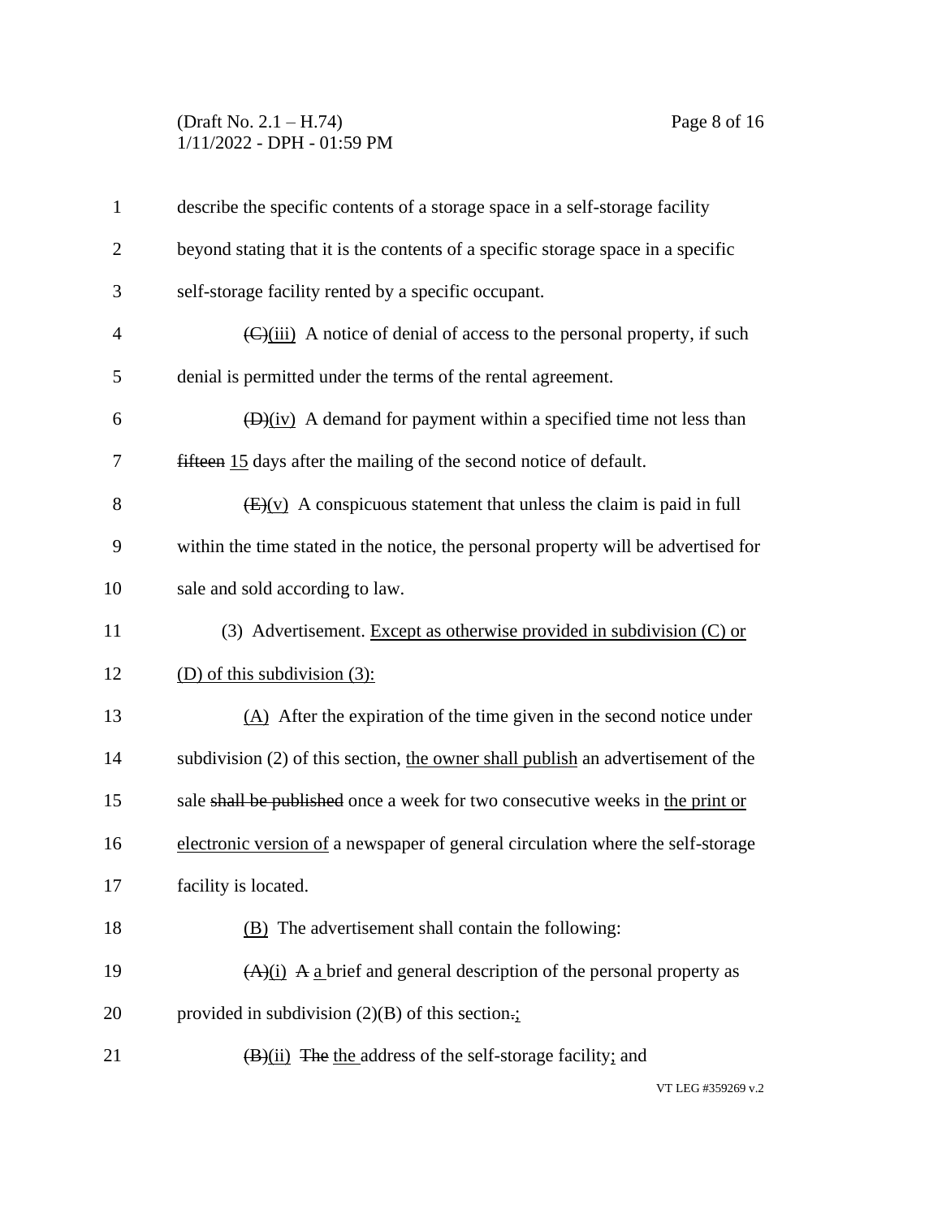describe the specific contents of a storage space in a self-storage facility beyond stating that it is the contents of a specific storage space in a specific self-storage facility rented by a specific occupant.

~~(C)~~<u>(iii)</u> A notice of denial of access to the personal property, if such denial is permitted under the terms of the rental agreement.

~~(D)~~<u>(iv)</u> A demand for payment within a specified time not less than ~~fifteen~~ <u>15</u> days after the mailing of the second notice of default.

~~(E)~~<u>(v)</u> A conspicuous statement that unless the claim is paid in full within the time stated in the notice, the personal property will be advertised for sale and sold according to law.

(3) Advertisement. <u>Except as otherwise provided in subdivision (C) or (D) of this subdivision (3):</u>

<u>(A)</u> After the expiration of the time given in the second notice under subdivision (2) of this section, <u>the owner shall publish</u> an advertisement of the sale ~~shall be published~~ once a week for two consecutive weeks in <u>the print or electronic version of</u> a newspaper of general circulation where the self-storage facility is located.

<u>(B)</u> The advertisement shall contain the following:

~~(A)~~<u>(i)</u> ~~A~~ <u>a</u> brief and general description of the personal property as provided in subdivision (2)(B) of this section~~.~~<u>;</u>

~~(B)~~<u>(ii)</u> ~~The~~ <u>the</u> address of the self-storage facility<u>;</u> and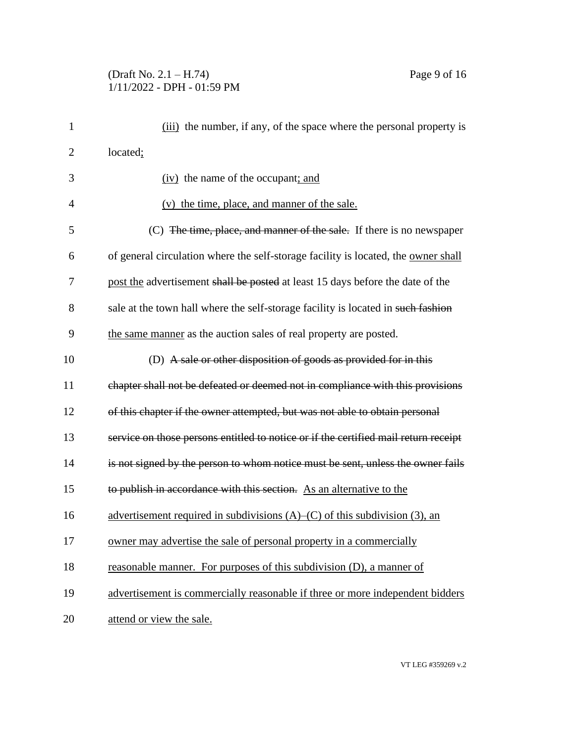(iii) the number, if any, of the space where the personal property is located;

(iv) the name of the occupant; and

(v) the time, place, and manner of the sale.

(C) ~~The time, place, and manner of the sale.~~ If there is no newspaper of general circulation where the self-storage facility is located, the owner shall post the advertisement ~~shall be posted~~ at least 15 days before the date of the sale at the town hall where the self-storage facility is located in ~~such fashion~~ the same manner as the auction sales of real property are posted.

(D) ~~A sale or other disposition of goods as provided for in this chapter shall not be defeated or deemed not in compliance with this provisions of this chapter if the owner attempted, but was not able to obtain personal service on those persons entitled to notice or if the certified mail return receipt is not signed by the person to whom notice must be sent, unless the owner fails to publish in accordance with this section.~~ As an alternative to the advertisement required in subdivisions (A)–(C) of this subdivision (3), an owner may advertise the sale of personal property in a commercially reasonable manner. For purposes of this subdivision (D), a manner of advertisement is commercially reasonable if three or more independent bidders attend or view the sale.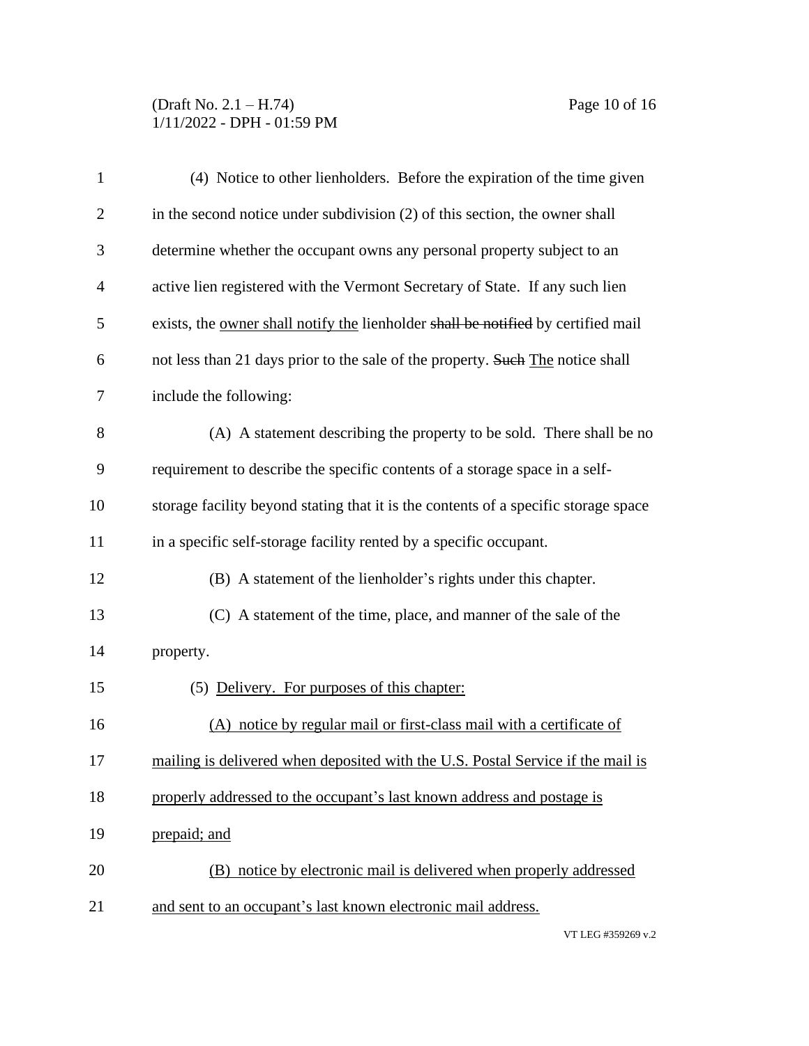(4) Notice to other lienholders. Before the expiration of the time given in the second notice under subdivision (2) of this section, the owner shall determine whether the occupant owns any personal property subject to an active lien registered with the Vermont Secretary of State. If any such lien exists, the owner shall notify the lienholder ~~shall be notified~~ by certified mail not less than 21 days prior to the sale of the property. ~~Such~~ The notice shall include the following:

(A) A statement describing the property to be sold. There shall be no requirement to describe the specific contents of a storage space in a self-storage facility beyond stating that it is the contents of a specific storage space in a specific self-storage facility rented by a specific occupant.

(B) A statement of the lienholder's rights under this chapter.

(C) A statement of the time, place, and manner of the sale of the property.

(5) Delivery. For purposes of this chapter:

(A) notice by regular mail or first-class mail with a certificate of mailing is delivered when deposited with the U.S. Postal Service if the mail is properly addressed to the occupant's last known address and postage is prepaid; and

(B) notice by electronic mail is delivered when properly addressed and sent to an occupant's last known electronic mail address.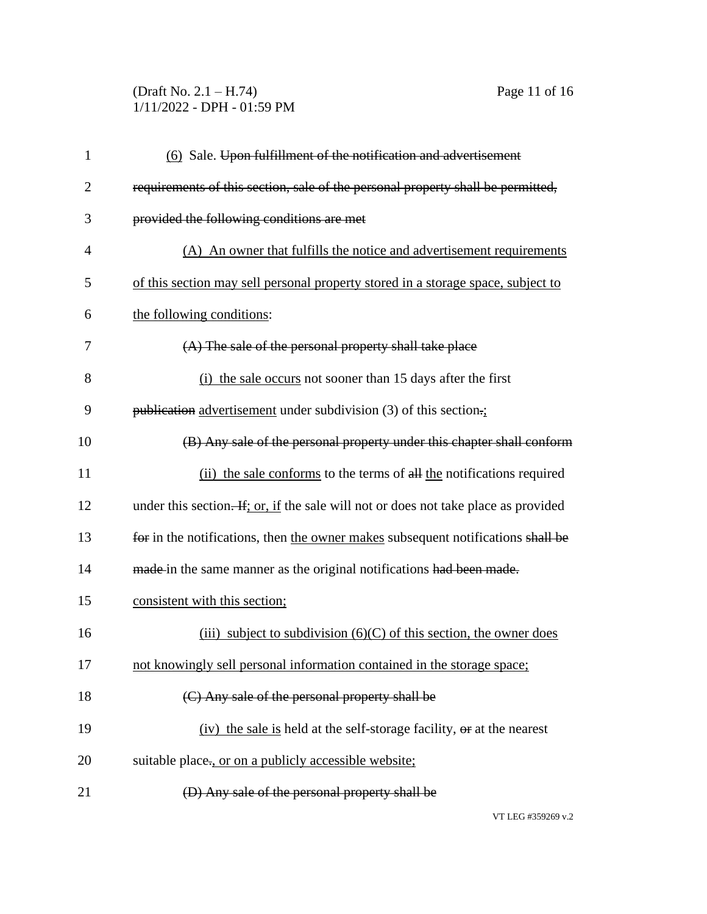<u>(6)</u> Sale. ~~Upon fulfillment of the notification and advertisement requirements of this section, sale of the personal property shall be permitted, provided the following conditions are met~~

<u>(A) An owner that fulfills the notice and advertisement requirements of this section may sell personal property stored in a storage space, subject to the following conditions</u>:

~~(A) The sale of the personal property shall take place~~

<u>(i) the sale occurs</u> not sooner than 15 days after the first ~~publication~~ <u>advertisement</u> under subdivision (3) of this section~~.~~<u>;</u>

~~(B) Any sale of the personal property under this chapter shall conform~~

<u>(ii) the sale conforms</u> to the terms of ~~all~~ <u>the</u> notifications required under this section~~. If~~<u>; or, if</u> the sale will not or does not take place as provided ~~for~~ in the notifications, then <u>the owner makes</u> subsequent notifications ~~shall be made~~ in the same manner as the original notifications ~~had been made.~~ <u>consistent with this section;</u>

<u>(iii) subject to subdivision (6)(C) of this section, the owner does not knowingly sell personal information contained in the storage space;</u>

~~(C) Any sale of the personal property shall be~~

<u>(iv) the sale is</u> held at the self-storage facility, ~~or~~ at the nearest suitable place~~.~~<u>, or on a publicly accessible website;</u>

~~(D) Any sale of the personal property shall be~~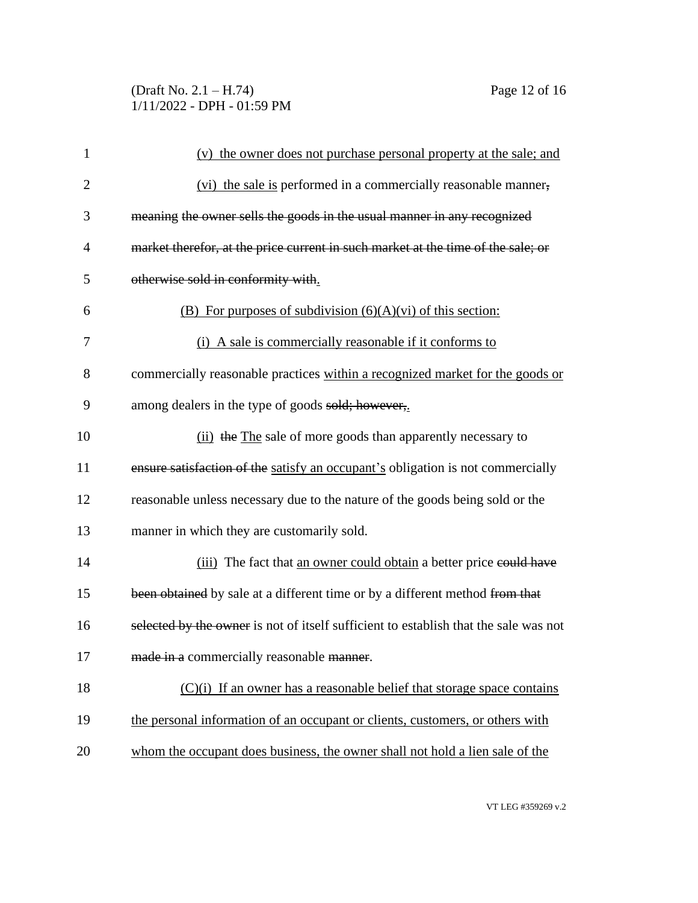(v) the owner does not purchase personal property at the sale; and

(vi) the sale is performed in a commercially reasonable manner, ~~meaning the owner sells the goods in the usual manner in any recognized market therefor, at the price current in such market at the time of the sale; or otherwise sold in conformity with~~.

(B) For purposes of subdivision (6)(A)(vi) of this section:

(i) A sale is commercially reasonable if it conforms to commercially reasonable practices within a recognized market for the goods or among dealers in the type of goods ~~sold; however,~~.

(ii) ~~the~~ The sale of more goods than apparently necessary to ~~ensure satisfaction of the~~ satisfy an occupant's obligation is not commercially reasonable unless necessary due to the nature of the goods being sold or the manner in which they are customarily sold.

(iii) The fact that an owner could obtain a better price ~~could have been obtained~~ by sale at a different time or by a different method ~~from that selected by the owner~~ is not of itself sufficient to establish that the sale was not ~~made in a~~ commercially reasonable ~~manner~~.

(C)(i) If an owner has a reasonable belief that storage space contains the personal information of an occupant or clients, customers, or others with whom the occupant does business, the owner shall not hold a lien sale of the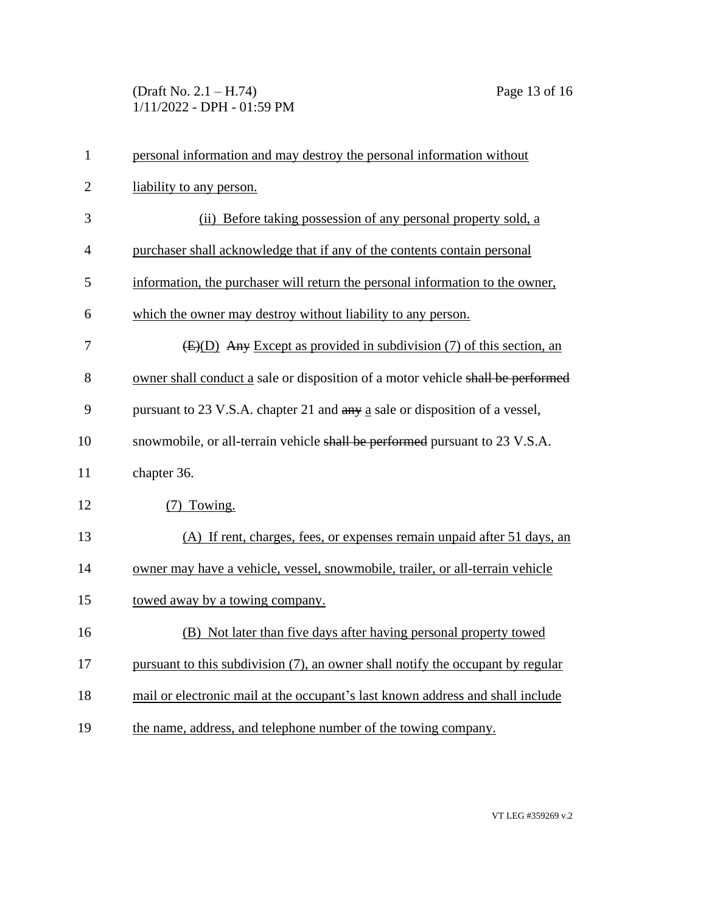personal information and may destroy the personal information without liability to any person.

(ii) Before taking possession of any personal property sold, a purchaser shall acknowledge that if any of the contents contain personal information, the purchaser will return the personal information to the owner, which the owner may destroy without liability to any person.

~~(E)~~(D) ~~Any~~ Except as provided in subdivision (7) of this section, an owner shall conduct a sale or disposition of a motor vehicle ~~shall be performed~~ pursuant to 23 V.S.A. chapter 21 and ~~any~~ a sale or disposition of a vessel, snowmobile, or all-terrain vehicle ~~shall be performed~~ pursuant to 23 V.S.A. chapter 36.

(7) Towing.

(A) If rent, charges, fees, or expenses remain unpaid after 51 days, an owner may have a vehicle, vessel, snowmobile, trailer, or all-terrain vehicle towed away by a towing company.

(B) Not later than five days after having personal property towed pursuant to this subdivision (7), an owner shall notify the occupant by regular mail or electronic mail at the occupant's last known address and shall include the name, address, and telephone number of the towing company.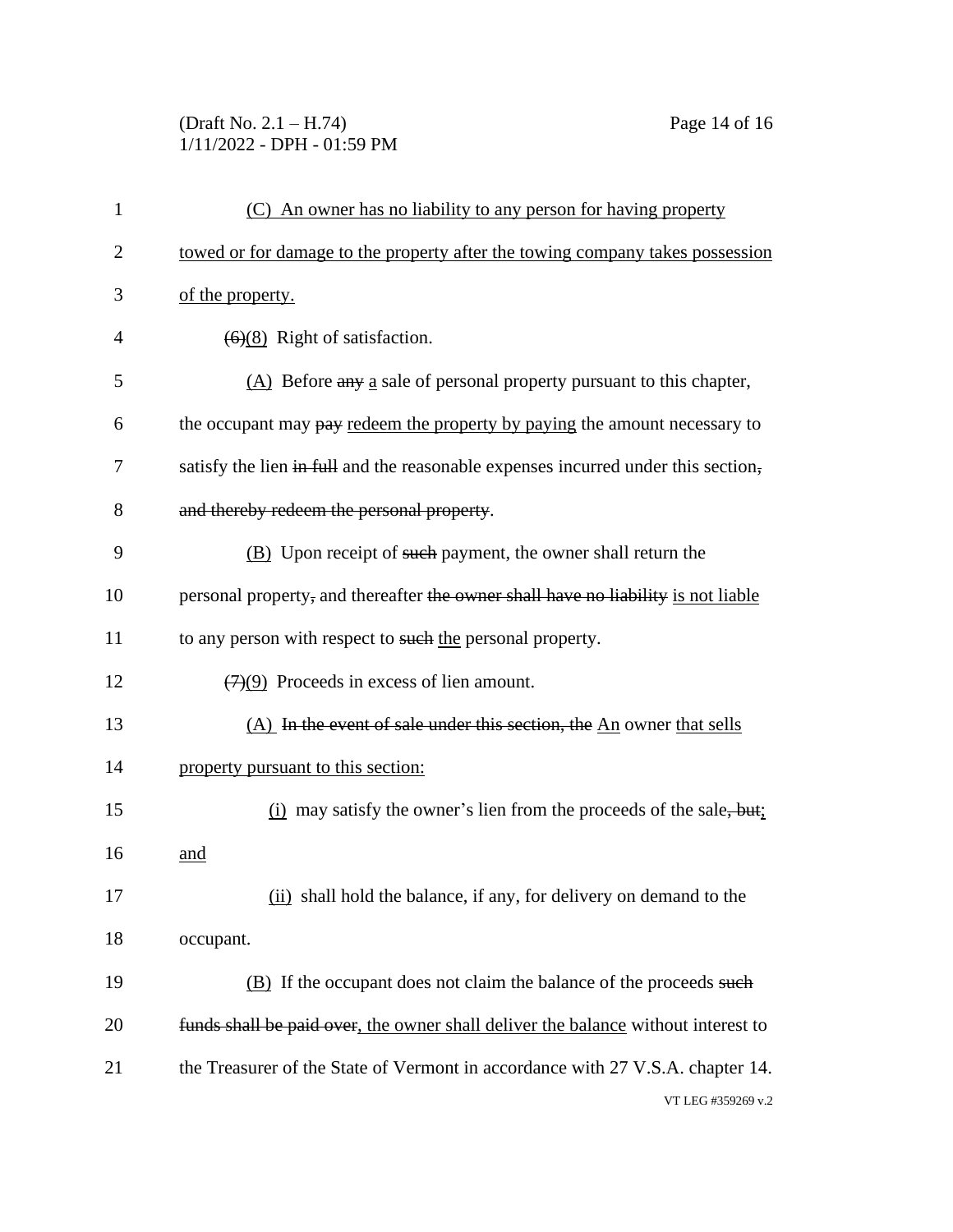(C) An owner has no liability to any person for having property towed or for damage to the property after the towing company takes possession of the property.

~~(6)~~(8) Right of satisfaction.

(A) Before ~~any~~ a sale of personal property pursuant to this chapter, the occupant may ~~pay~~ redeem the property by paying the amount necessary to satisfy the lien ~~in full~~ and the reasonable expenses incurred under this section~~, and thereby redeem the personal property~~.

(B) Upon receipt of ~~such~~ payment, the owner shall return the personal property~~,~~ and thereafter ~~the owner shall have no liability~~ is not liable to any person with respect to ~~such~~ the personal property.

~~(7)~~(9) Proceeds in excess of lien amount.

(A) ~~In the event of sale under this section, the~~ An owner that sells property pursuant to this section:

(i) may satisfy the owner's lien from the proceeds of the sale~~, but~~; and

(ii) shall hold the balance, if any, for delivery on demand to the occupant.

(B) If the occupant does not claim the balance of the proceeds ~~such funds shall be paid over~~, the owner shall deliver the balance without interest to the Treasurer of the State of Vermont in accordance with 27 V.S.A. chapter 14.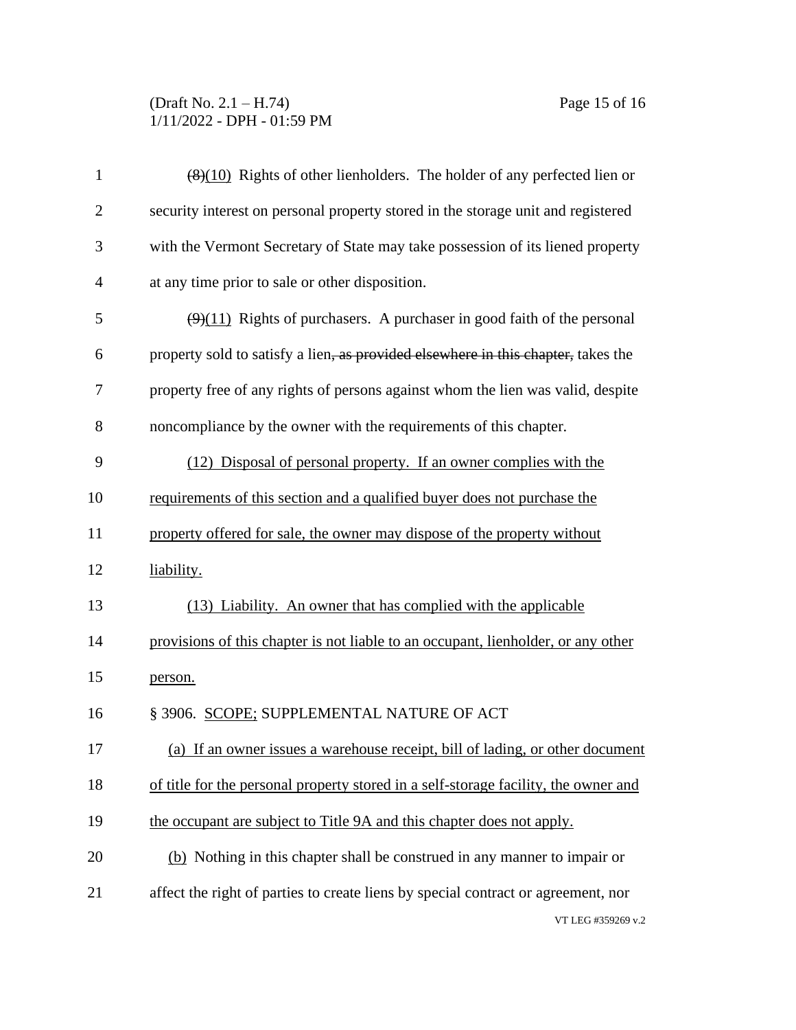~~(8)~~(10) Rights of other lienholders. The holder of any perfected lien or security interest on personal property stored in the storage unit and registered with the Vermont Secretary of State may take possession of its liened property at any time prior to sale or other disposition.

~~(9)~~(11) Rights of purchasers. A purchaser in good faith of the personal property sold to satisfy a lien~~, as provided elsewhere in this chapter,~~ takes the property free of any rights of persons against whom the lien was valid, despite noncompliance by the owner with the requirements of this chapter.

<u>(12) Disposal of personal property. If an owner complies with the requirements of this section and a qualified buyer does not purchase the property offered for sale, the owner may dispose of the property without liability.</u>

<u>(13) Liability. An owner that has complied with the applicable provisions of this chapter is not liable to an occupant, lienholder, or any other person.</u>

§ 3906. <u>SCOPE;</u> SUPPLEMENTAL NATURE OF ACT

<u>(a) If an owner issues a warehouse receipt, bill of lading, or other document of title for the personal property stored in a self-storage facility, the owner and the occupant are subject to Title 9A and this chapter does not apply.</u>

<u>(b)</u> Nothing in this chapter shall be construed in any manner to impair or affect the right of parties to create liens by special contract or agreement, nor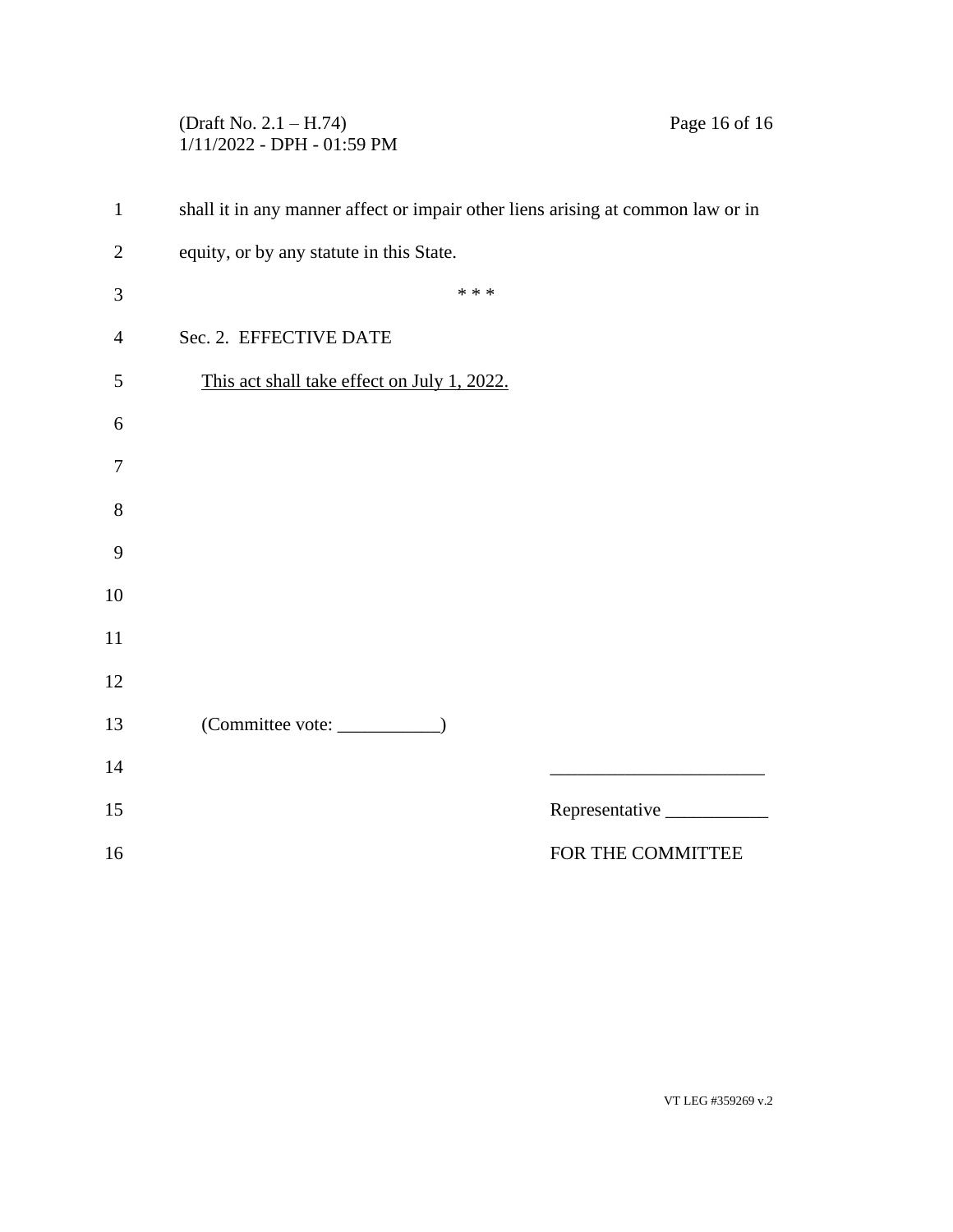shall it in any manner affect or impair other liens arising at common law or in equity, or by any statute in this State.

\* \* \*

Sec. 2. EFFECTIVE DATE

<u>This act shall take effect on July 1, 2022.</u>

(Committee vote: ___________)

_______________________

Representative ___________

FOR THE COMMITTEE